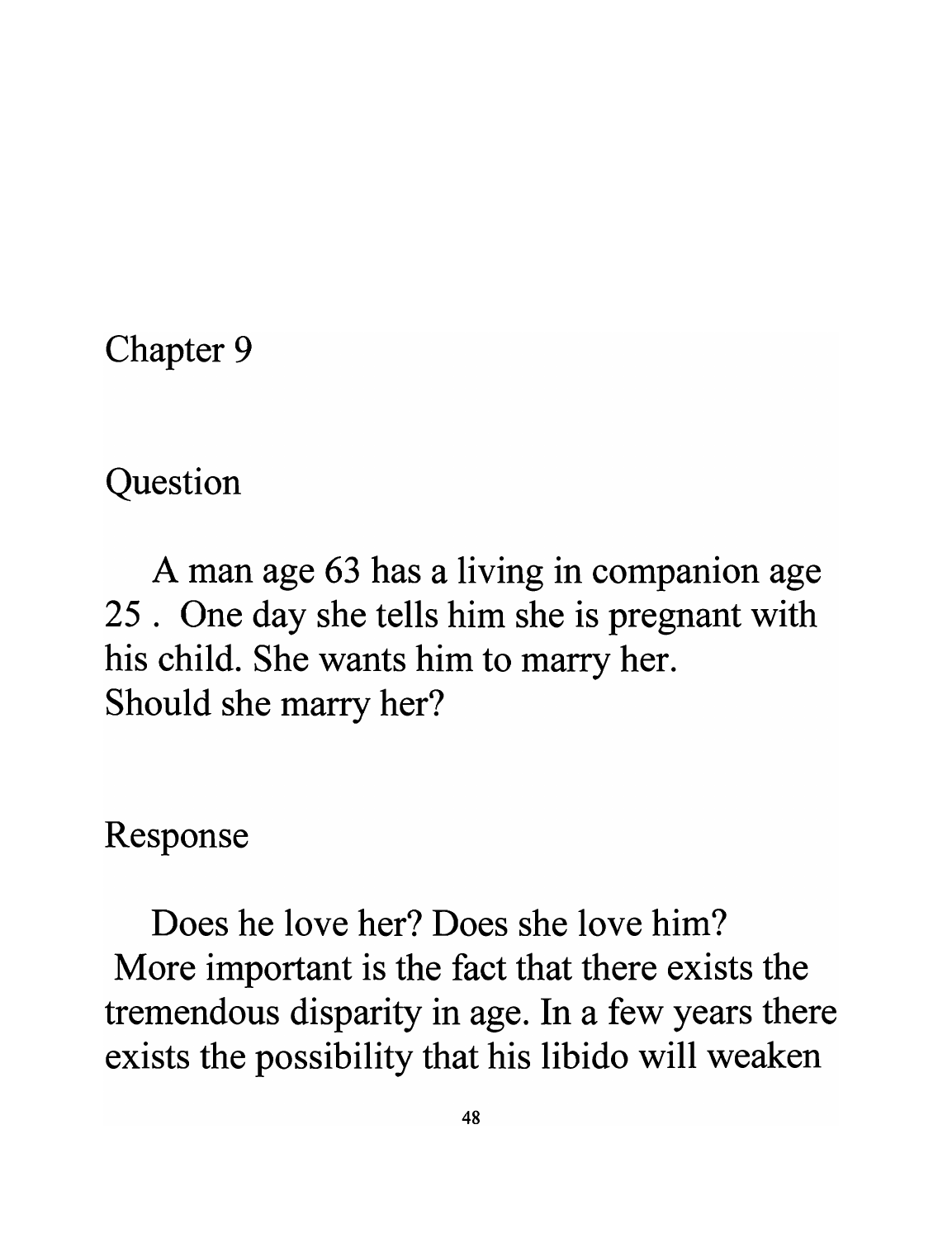## Chapter 9

### Question

A man age 63 has a living in companion age 25 . One day she tells him she is pregnant with his child. She wants him to marry her.
Should she marry her?

### Response

Does he love her? Does she love him?
More important is the fact that there exists the tremendous disparity in age. In a few years there exists the possibility that his libido will weaken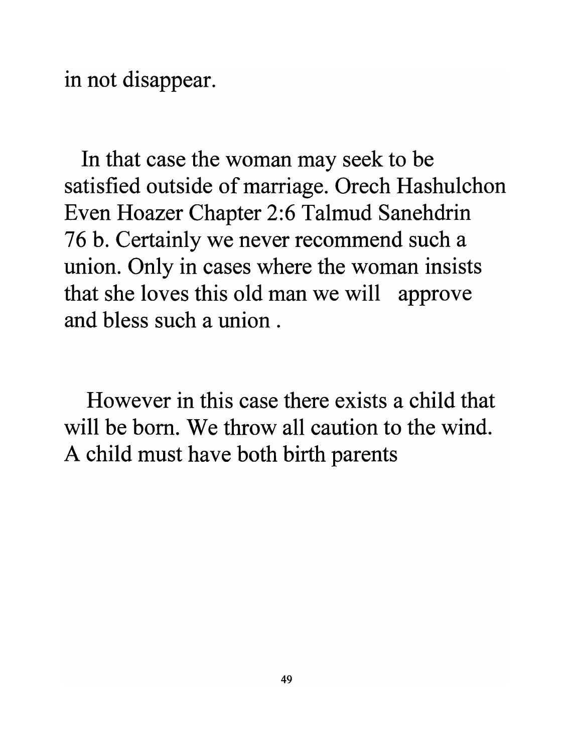in not disappear.

In that case the woman may seek to be satisfied outside of marriage. Orech Hashulchon Even Hoazer Chapter 2:6 Talmud Sanehdrin 76 b. Certainly we never recommend such a union. Only in cases where the woman insists that she loves this old man we will approve and bless such a union .

However in this case there exists a child that will be born. We throw all caution to the wind. A child must have both birth parents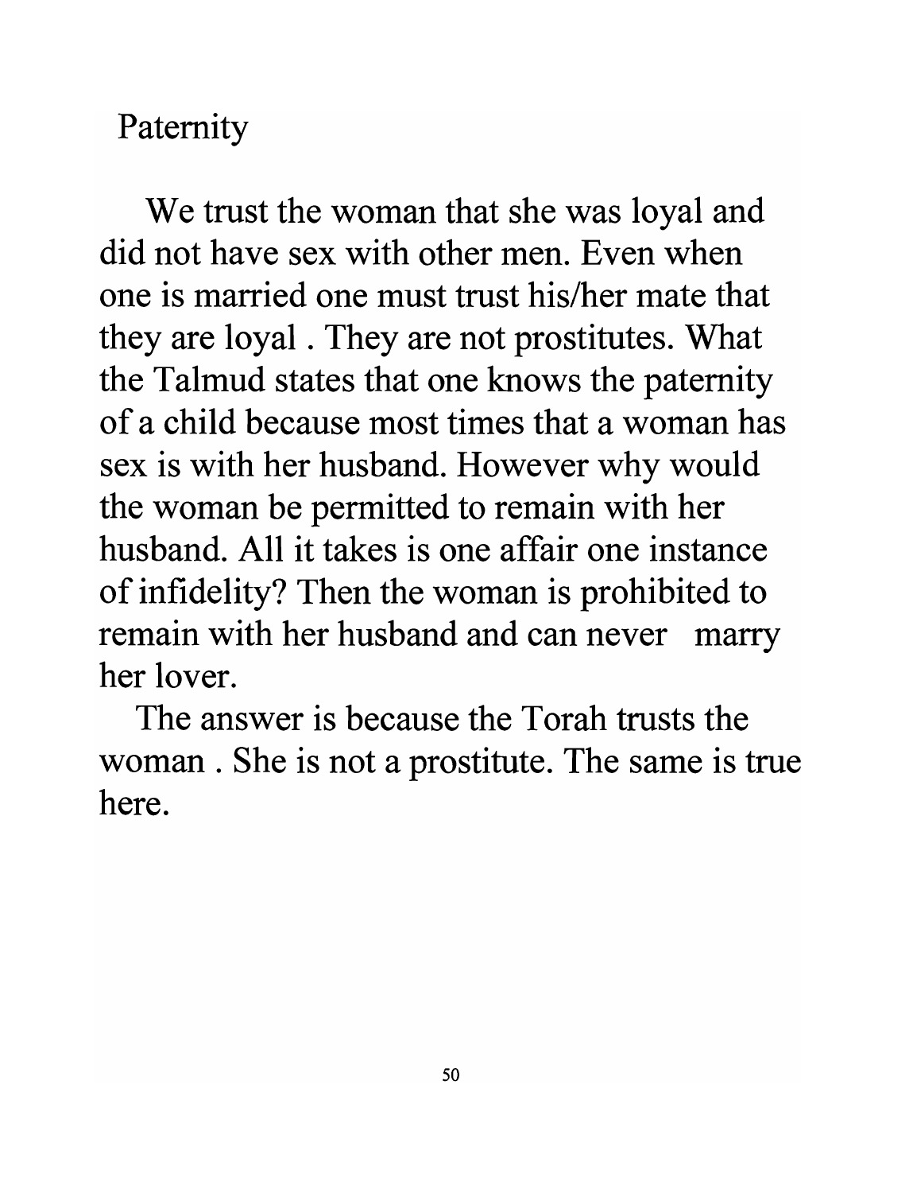# Paternity

We trust the woman that she was loyal and did not have sex with other men. Even when one is married one must trust his/her mate that they are loyal . They are not prostitutes. What the Talmud states that one knows the paternity of a child because most times that a woman has sex is with her husband. However why would the woman be permitted to remain with her husband. All it takes is one affair one instance of infidelity? Then the woman is prohibited to remain with her husband and can never marry her lover.

The answer is because the Torah trusts the woman . She is not a prostitute. The same is true here.